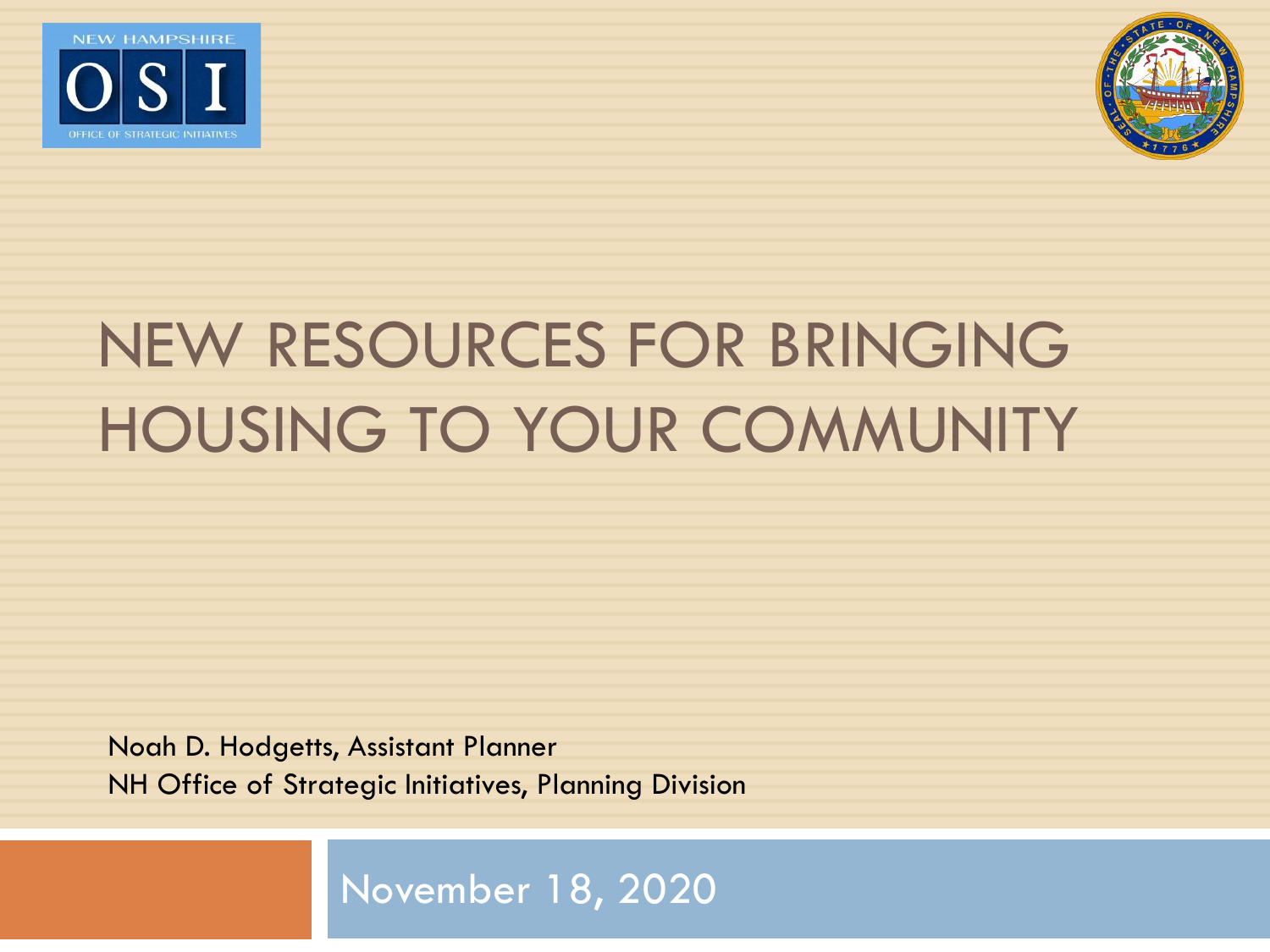NEW HAMPSHIRE

OSI

OFFICE OF STRATEGIC INITIATIVES

# NEW RESOURCES FOR BRINGING HOUSING TO YOUR COMMUNITY

Noah D. Hodgetts, Assistant Planner
NH Office of Strategic Initiatives, Planning Division

November 18, 2020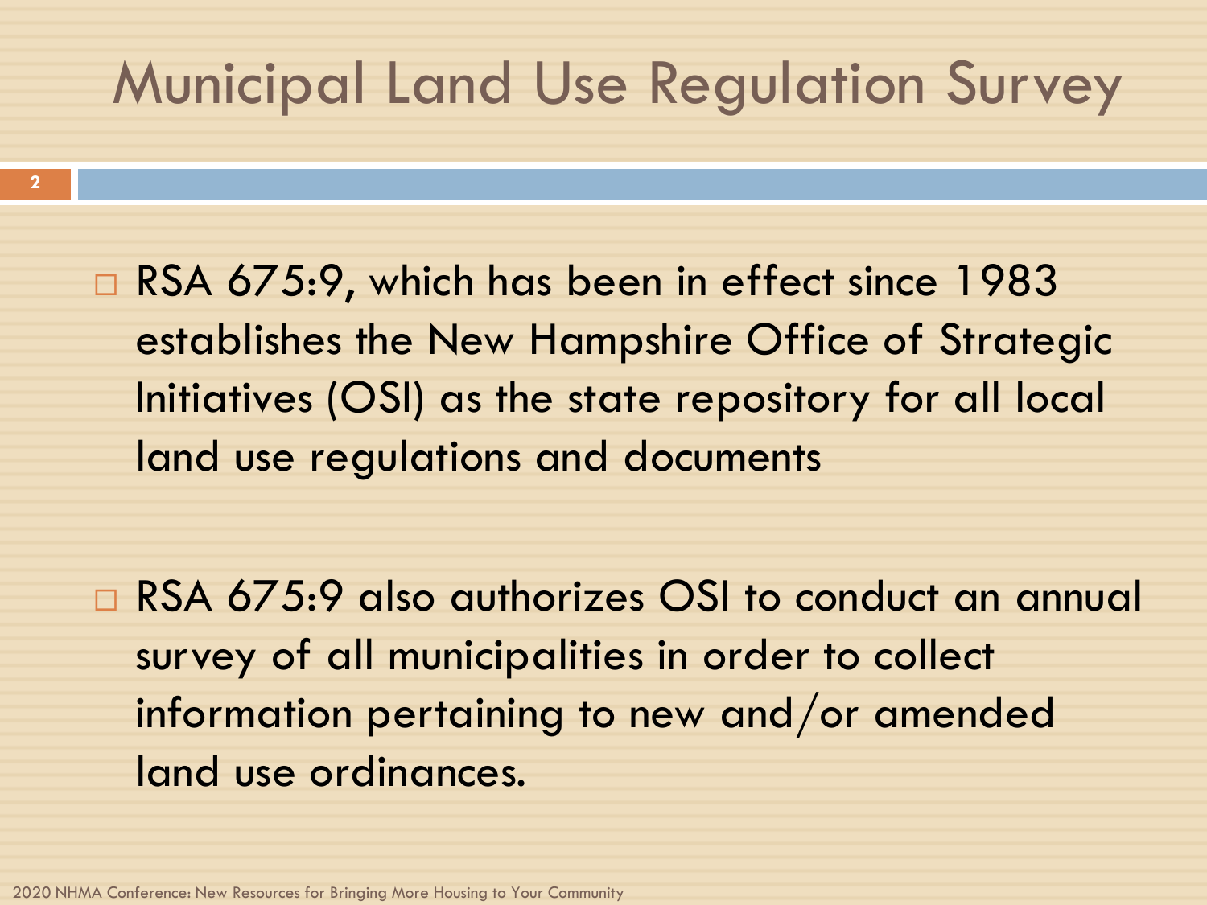# Municipal Land Use Regulation Survey

- RSA 675:9, which has been in effect since 1983 establishes the New Hampshire Office of Strategic Initiatives (OSI) as the state repository for all local land use regulations and documents

- RSA 675:9 also authorizes OSI to conduct an annual survey of all municipalities in order to collect information pertaining to new and/or amended land use ordinances.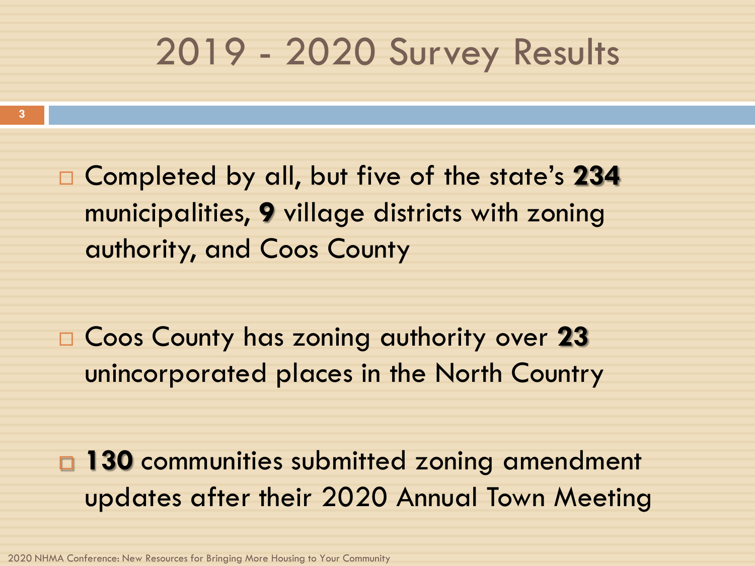# 2019 - 2020 Survey Results

- Completed by all, but five of the state's **234** municipalities, **9** village districts with zoning authority, and Coos County
- Coos County has zoning authority over **23** unincorporated places in the North Country
- **130** communities submitted zoning amendment updates after their 2020 Annual Town Meeting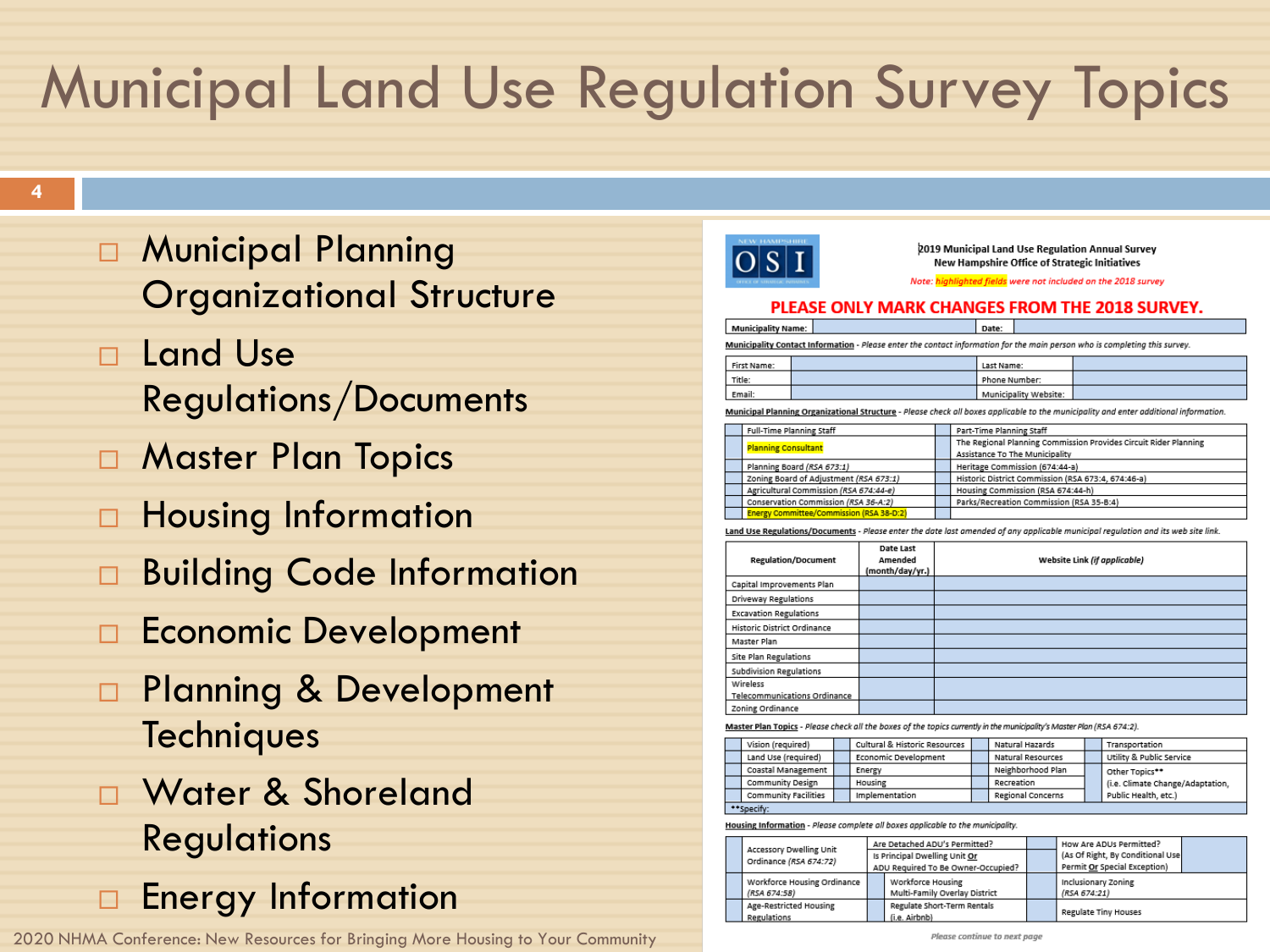# Municipal Land Use Regulation Survey Topics

- Municipal Planning Organizational Structure
- Land Use Regulations/Documents
- Master Plan Topics
- Housing Information
- Building Code Information
- Economic Development
- Planning & Development Techniques
- Water & Shoreland Regulations
- Energy Information

OSI

**2019 Municipal Land Use Regulation Annual Survey**
**New Hampshire Office of Strategic Initiatives**

*Note: highlighted fields were not included on the 2018 survey*

**PLEASE ONLY MARK CHANGES FROM THE 2018 SURVEY.**

| Municipality Name: | | Date: | |
|---|---|---|---|

**Municipality Contact Information** - *Please enter the contact information for the main person who is completing this survey.*

| First Name: | | Last Name: | |
|---|---|---|---|
| Title: | | Phone Number: | |
| Email: | | Municipality Website: | |

**Municipal Planning Organizational Structure** - *Please check all boxes applicable to the municipality and enter additional information.*

| | | | |
|---|---|---|---|
| | Full-Time Planning Staff | | Part-Time Planning Staff |
| | Planning Consultant | | The Regional Planning Commission Provides Circuit Rider Planning Assistance To The Municipality |
| | Planning Board (*RSA 673:1*) | | Heritage Commission (674:44-a) |
| | Zoning Board of Adjustment (*RSA 673:1*) | | Historic District Commission (RSA 673:4, 674:46-a) |
| | Agricultural Commission (*RSA 674:44-e*) | | Housing Commission (RSA 674:44-h) |
| | Conservation Commission (*RSA 36-A:2*) | | Parks/Recreation Commission (RSA 35-B:4) |
| | Energy Committee/Commission (RSA 38-D:2) | | |

**Land Use Regulations/Documents** - *Please enter the date last amended of any applicable municipal regulation and its web site link.*

| Regulation/Document | Date Last Amended (month/day/yr.) | Website Link (*if applicable*) |
|---|---|---|
| Capital Improvements Plan | | |
| Driveway Regulations | | |
| Excavation Regulations | | |
| Historic District Ordinance | | |
| Master Plan | | |
| Site Plan Regulations | | |
| Subdivision Regulations | | |
| Wireless Telecommunications Ordinance | | |
| Zoning Ordinance | | |

**Master Plan Topics** - *Please check all the boxes of the topics currently in the municipality's Master Plan (RSA 674:2).*

| | | | | | | | |
|---|---|---|---|---|---|---|---|
| | Vision (required) | | Cultural & Historic Resources | | Natural Hazards | | Transportation |
| | Land Use (required) | | Economic Development | | Natural Resources | | Utility & Public Service |
| | Coastal Management | | Energy | | Neighborhood Plan | | Other Topics** (i.e. Climate Change/Adaptation, Public Health, etc.) |
| | Community Design | | Housing | | Recreation | | |
| | Community Facilities | | Implementation | | Regional Concerns | | |

**Specify:

**Housing Information** - *Please complete all boxes applicable to the municipality.*

| | | | | | |
|---|---|---|---|---|---|
| | Accessory Dwelling Unit Ordinance (*RSA 674:72*) | Are Detached ADU's Permitted? | | How Are ADUs Permitted? (As Of Right, By Conditional Use Permit Or Special Exception) | |
| | | Is Principal Dwelling Unit Or ADU Required To Be Owner-Occupied? | | | |
| | Workforce Housing Ordinance (*RSA 674:58*) | | Workforce Housing Multi-Family Overlay District | | Inclusionary Zoning (*RSA 674:21*) |
| | Age-Restricted Housing Regulations | | Regulate Short-Term Rentals (i.e. Airbnb) | | Regulate Tiny Houses |

*Please continue to next page*

2020 NHMA Conference: New Resources for Bringing More Housing to Your Community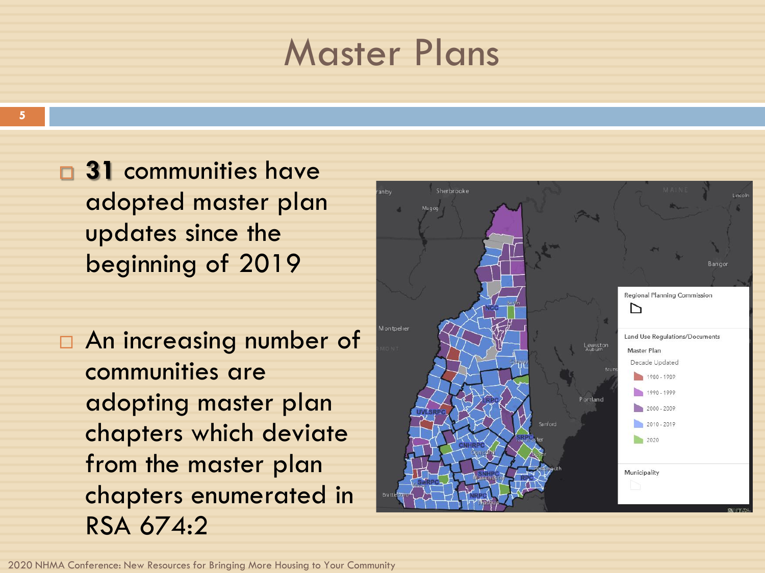# Master Plans

- **31** communities have adopted master plan updates since the beginning of 2019

- An increasing number of communities are adopting master plan chapters which deviate from the master plan chapters enumerated in RSA 674:2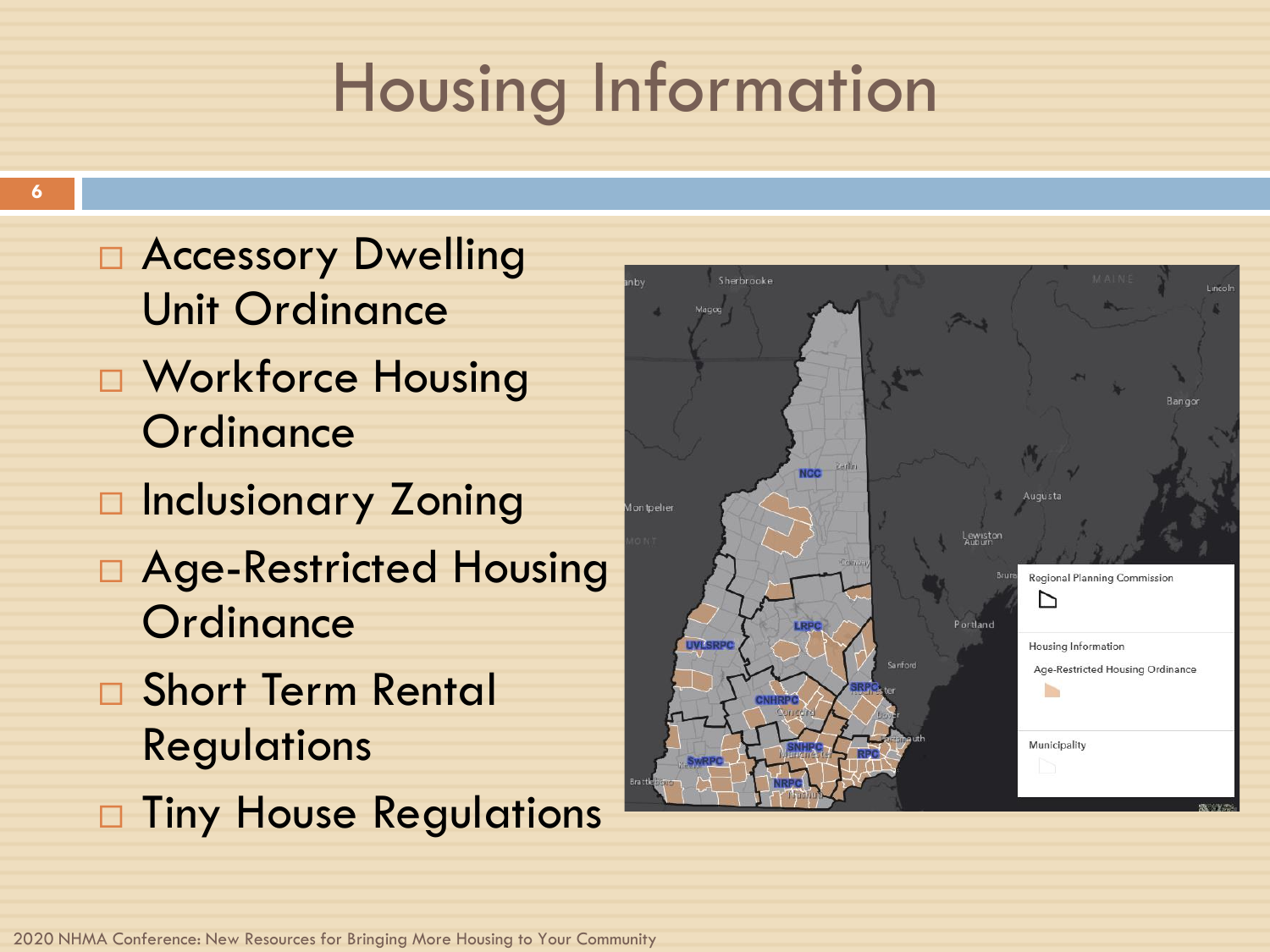# Housing Information

- Accessory Dwelling Unit Ordinance
- Workforce Housing Ordinance
- Inclusionary Zoning
- Age-Restricted Housing Ordinance
- Short Term Rental Regulations
- Tiny House Regulations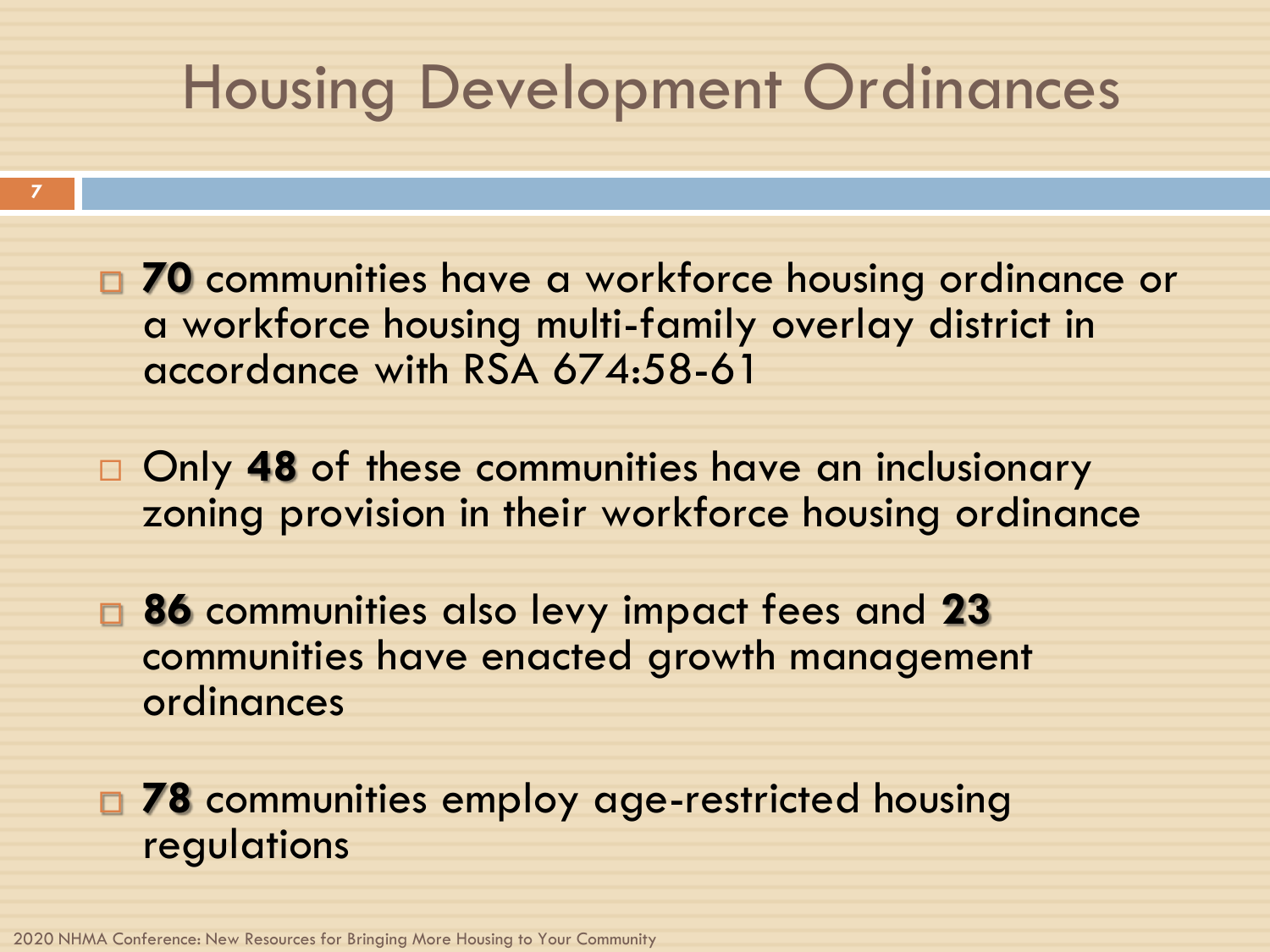# Housing Development Ordinances

- **70** communities have a workforce housing ordinance or a workforce housing multi-family overlay district in accordance with RSA 674:58-61
- Only **48** of these communities have an inclusionary zoning provision in their workforce housing ordinance
- **86** communities also levy impact fees and **23** communities have enacted growth management ordinances
- **78** communities employ age-restricted housing regulations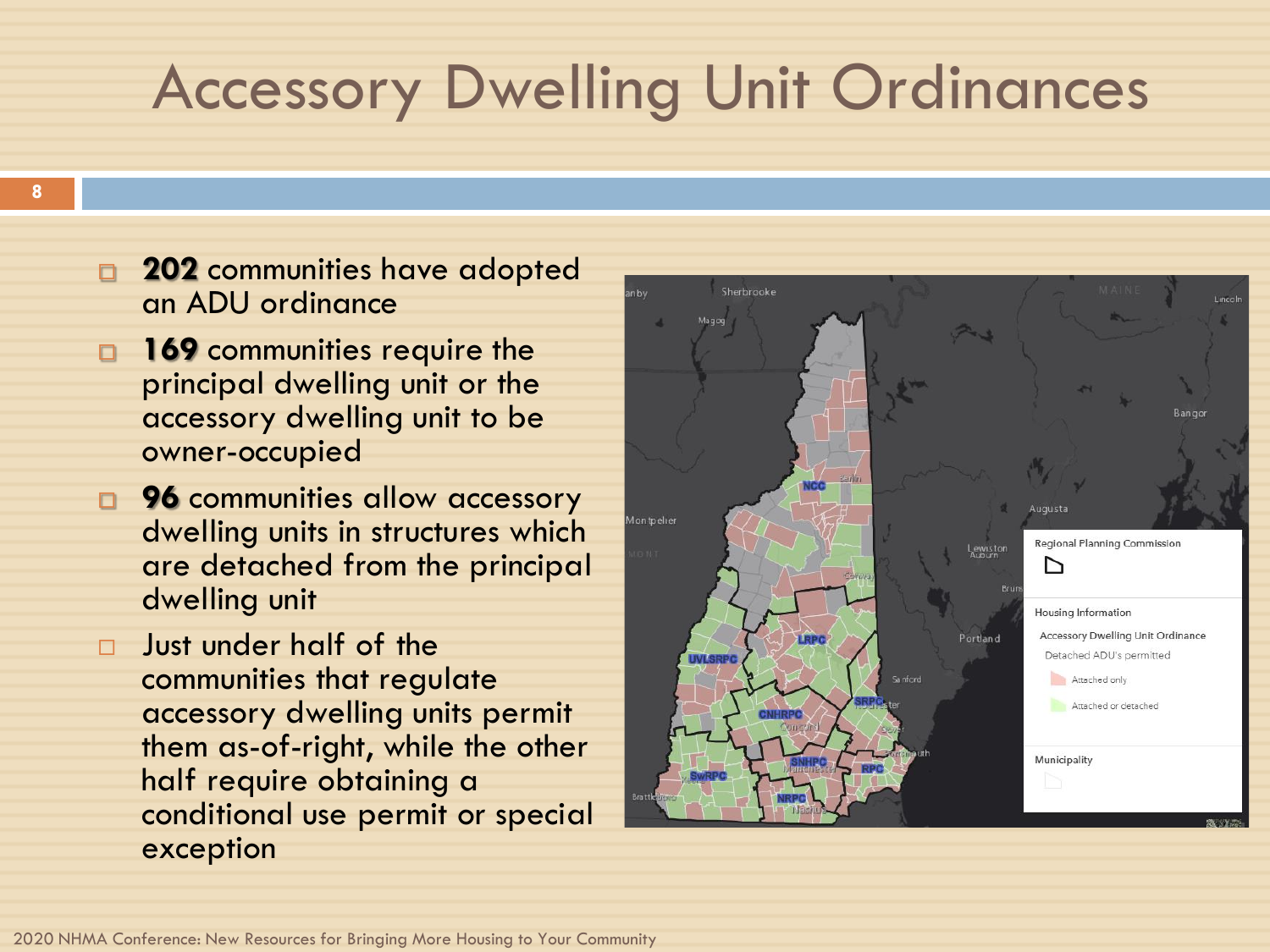# Accessory Dwelling Unit Ordinances

- **202** communities have adopted an ADU ordinance
- **169** communities require the principal dwelling unit or the accessory dwelling unit to be owner-occupied
- **96** communities allow accessory dwelling units in structures which are detached from the principal dwelling unit
- Just under half of the communities that regulate accessory dwelling units permit them as-of-right, while the other half require obtaining a conditional use permit or special exception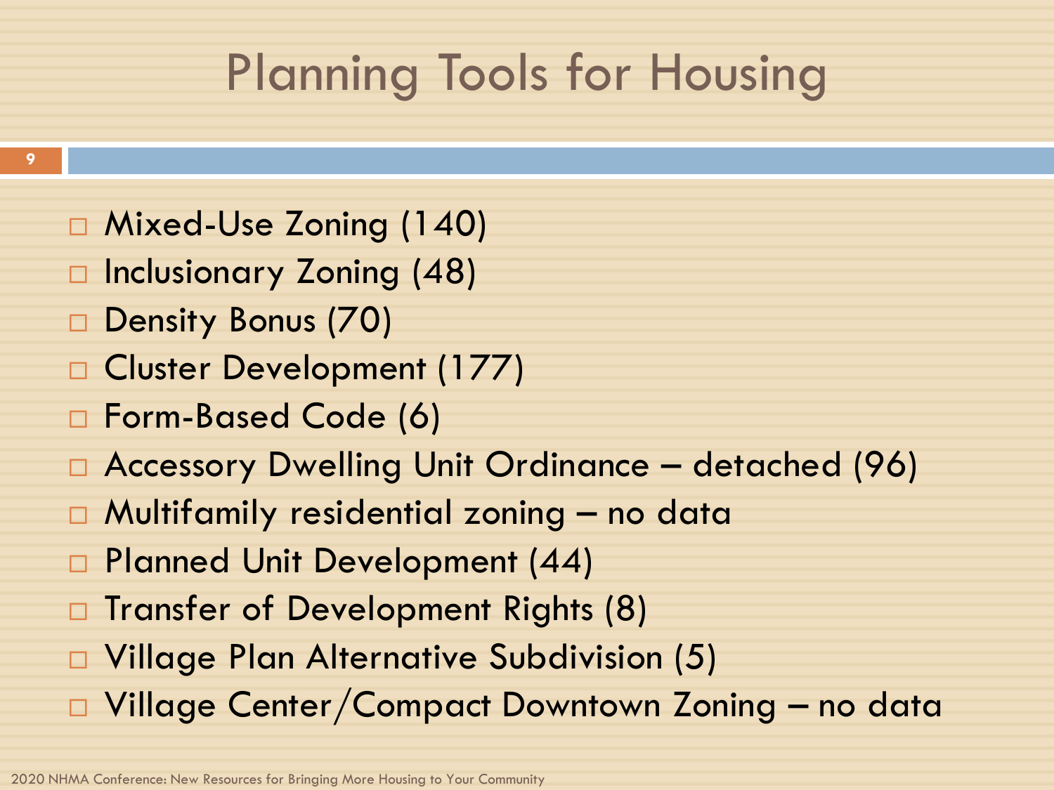# Planning Tools for Housing

- Mixed-Use Zoning (140)
- Inclusionary Zoning (48)
- Density Bonus (70)
- Cluster Development (177)
- Form-Based Code (6)
- Accessory Dwelling Unit Ordinance – detached (96)
- Multifamily residential zoning – no data
- Planned Unit Development (44)
- Transfer of Development Rights (8)
- Village Plan Alternative Subdivision (5)
- Village Center/Compact Downtown Zoning – no data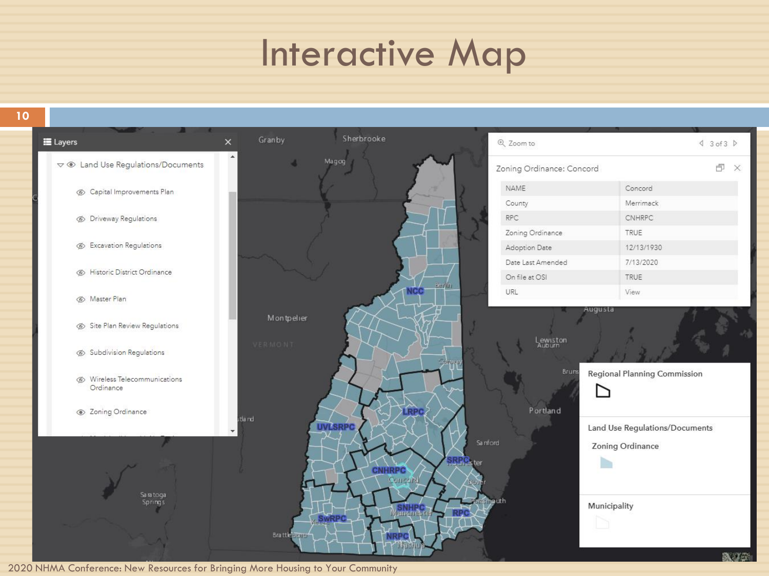# Interactive Map

**Layers**

- Land Use Regulations/Documents
  - Capital Improvements Plan
  - Driveway Regulations
  - Excavation Regulations
  - Historic District Ordinance
  - Master Plan
  - Site Plan Review Regulations
  - Subdivision Regulations
  - Wireless Telecommunications Ordinance
  - Zoning Ordinance

Zoom to — 3 of 3

**Zoning Ordinance: Concord**

| NAME | Concord |
|---|---|
| County | Merrimack |
| RPC | CNHRPC |
| Zoning Ordinance | TRUE |
| Adoption Date | 12/13/1930 |
| Date Last Amended | 7/13/2020 |
| On file at OSI | TRUE |
| URL | View |

**Regional Planning Commission**

**Land Use Regulations/Documents**

Zoning Ordinance

**Municipality**

2020 NHMA Conference: New Resources for Bringing More Housing to Your Community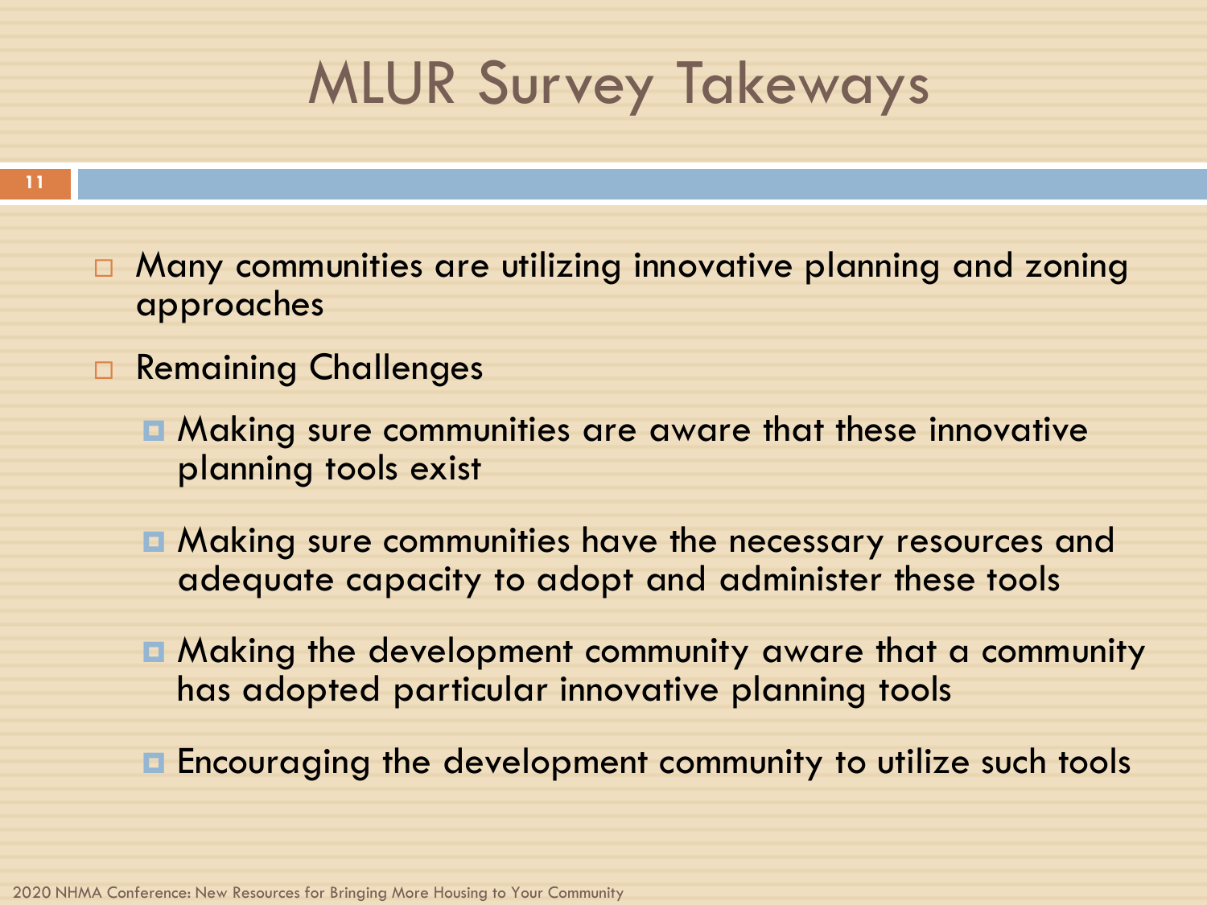# MLUR Survey Takeways

- Many communities are utilizing innovative planning and zoning approaches
- Remaining Challenges
  - Making sure communities are aware that these innovative planning tools exist
  - Making sure communities have the necessary resources and adequate capacity to adopt and administer these tools
  - Making the development community aware that a community has adopted particular innovative planning tools
  - Encouraging the development community to utilize such tools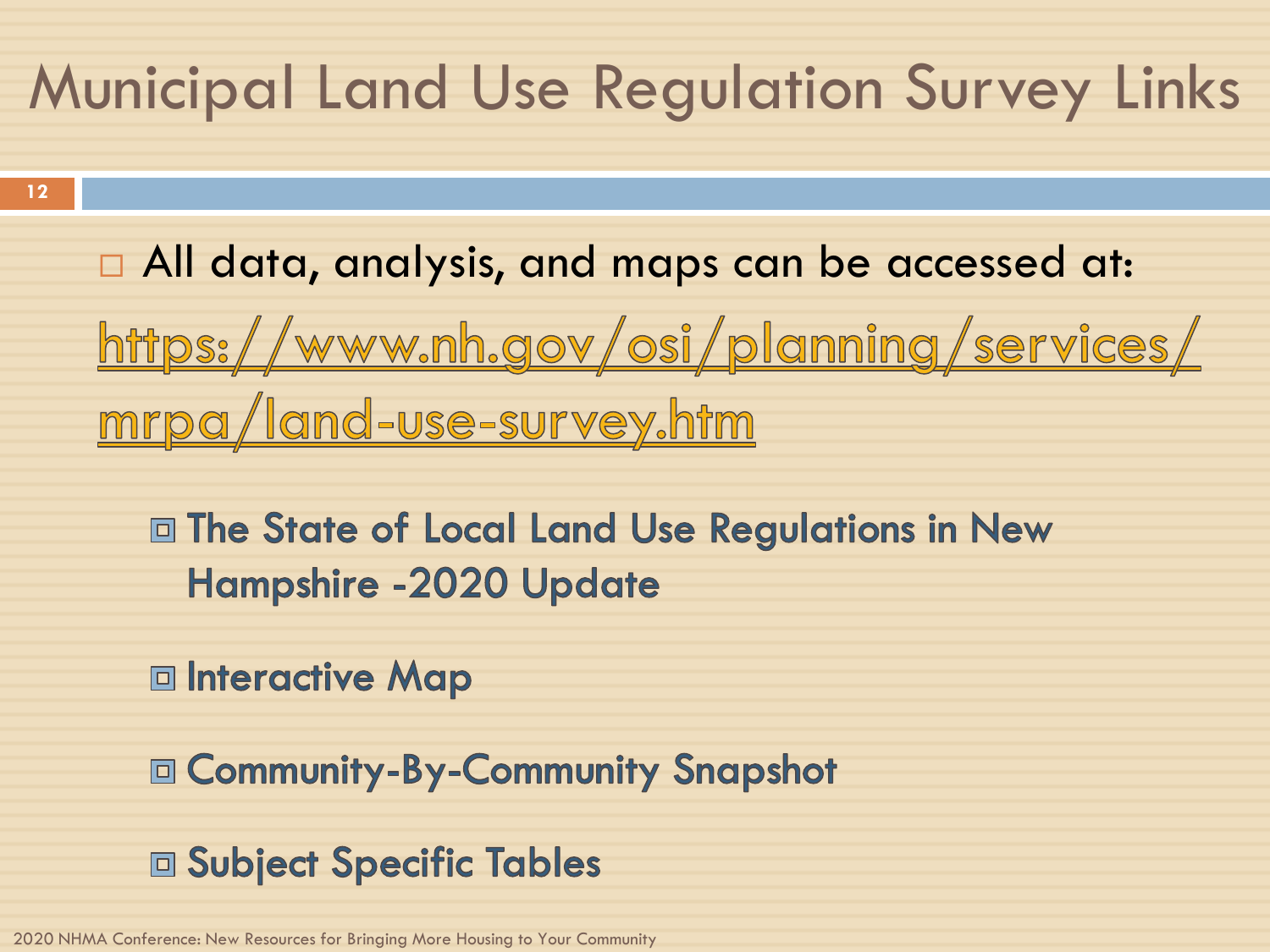# Municipal Land Use Regulation Survey Links

- All data, analysis, and maps can be accessed at:

https://www.nh.gov/osi/planning/services/mrpa/land-use-survey.htm

  - **The State of Local Land Use Regulations in New Hampshire -2020 Update**
  - **Interactive Map**
  - **Community-By-Community Snapshot**
  - **Subject Specific Tables**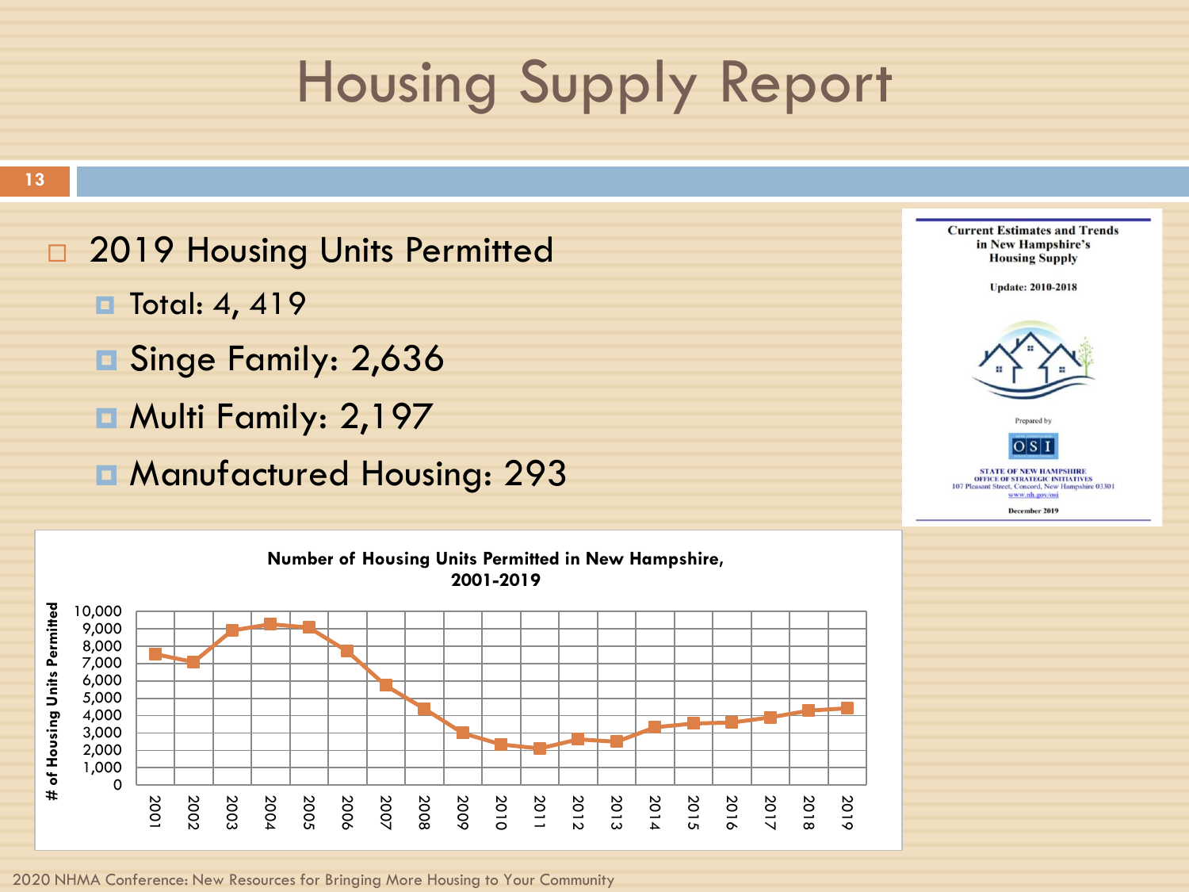# Housing Supply Report

- 2019 Housing Units Permitted
  - Total: 4, 419
  - Singe Family: 2,636
  - Multi Family: 2,197
  - Manufactured Housing: 293

**Current Estimates and Trends in New Hampshire's Housing Supply**

**Update: 2010-2018**

Prepared by

OSI

STATE OF NEW HAMPSHIRE
OFFICE OF STRATEGIC INITIATIVES
107 Pleasant Street, Concord, New Hampshire 03301
www.nh.gov/osi

December 2019

**Number of Housing Units Permitted in New Hampshire, 2001-2019**

# of Housing Units Permitted

10,000
9,000
8,000
7,000
6,000
5,000
4,000
3,000
2,000
1,000
0

2001 2002 2003 2004 2005 2006 2007 2008 2009 2010 2011 2012 2013 2014 2015 2016 2017 2018 2019

2020 NHMA Conference: New Resources for Bringing More Housing to Your Community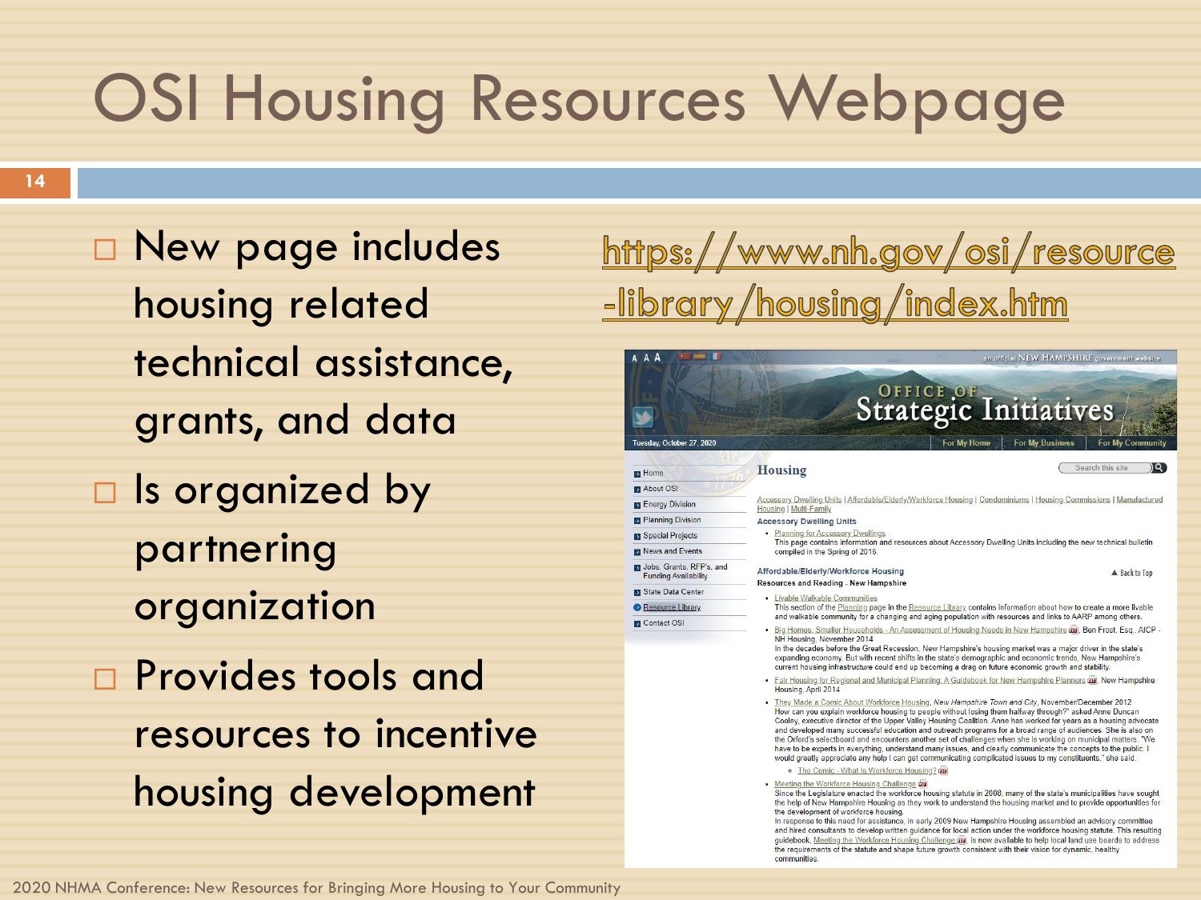# OSI Housing Resources Webpage

- New page includes housing related technical assistance, grants, and data
- Is organized by partnering organization
- Provides tools and resources to incentive housing development

https://www.nh.gov/osi/resource-library/housing/index.htm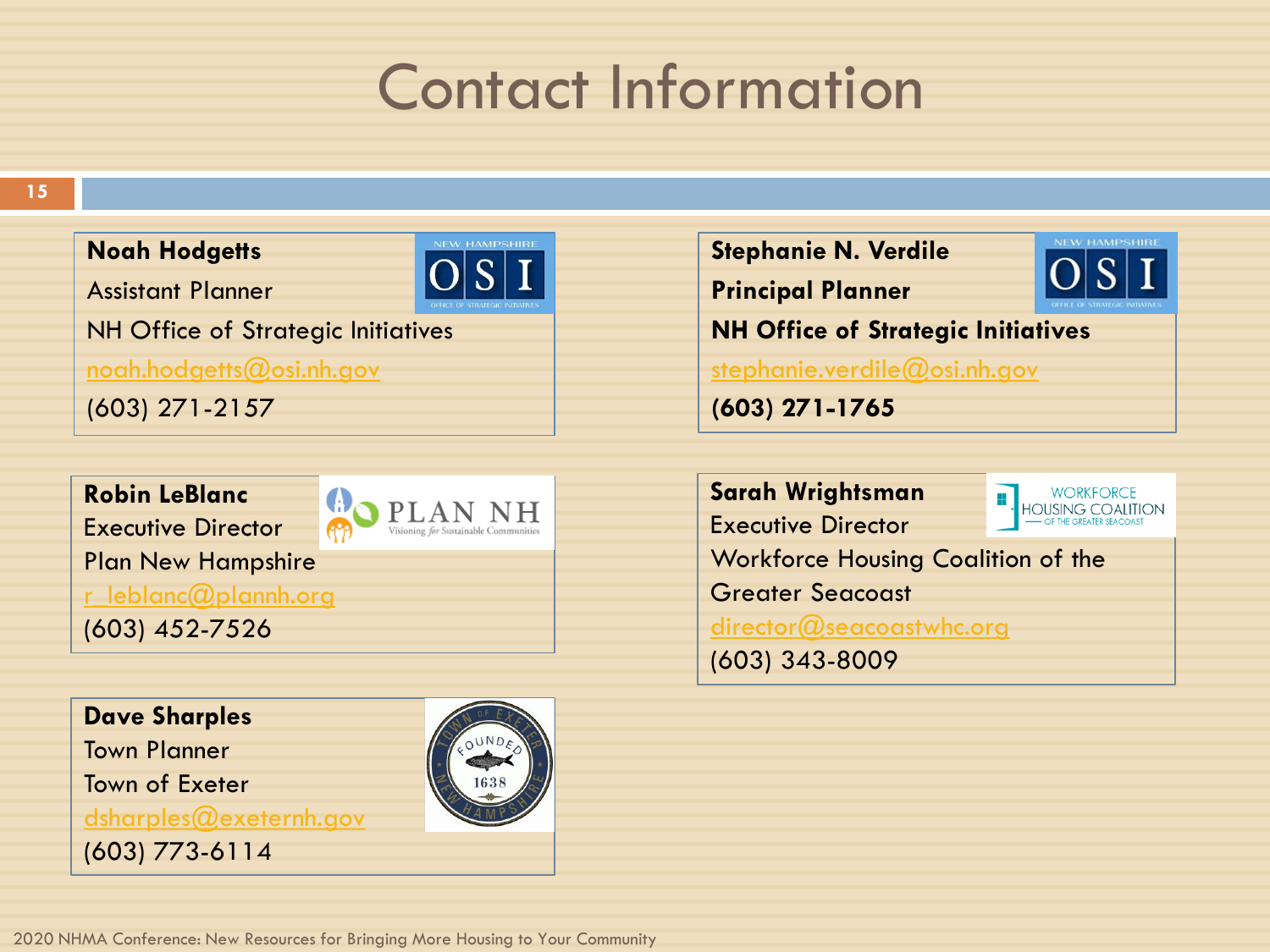# Contact Information

**Noah Hodgetts**
Assistant Planner
NH Office of Strategic Initiatives
noah.hodgetts@osi.nh.gov
(603) 271-2157

**Stephanie N. Verdile**
**Principal Planner**
**NH Office of Strategic Initiatives**
stephanie.verdile@osi.nh.gov
**(603) 271-1765**

**Robin LeBlanc**
Executive Director
Plan New Hampshire
r_leblanc@plannh.org
(603) 452-7526

**Sarah Wrightsman**
Executive Director
Workforce Housing Coalition of the Greater Seacoast
director@seacoastwhc.org
(603) 343-8009

**Dave Sharples**
Town Planner
Town of Exeter
dsharples@exeternh.gov
(603) 773-6114